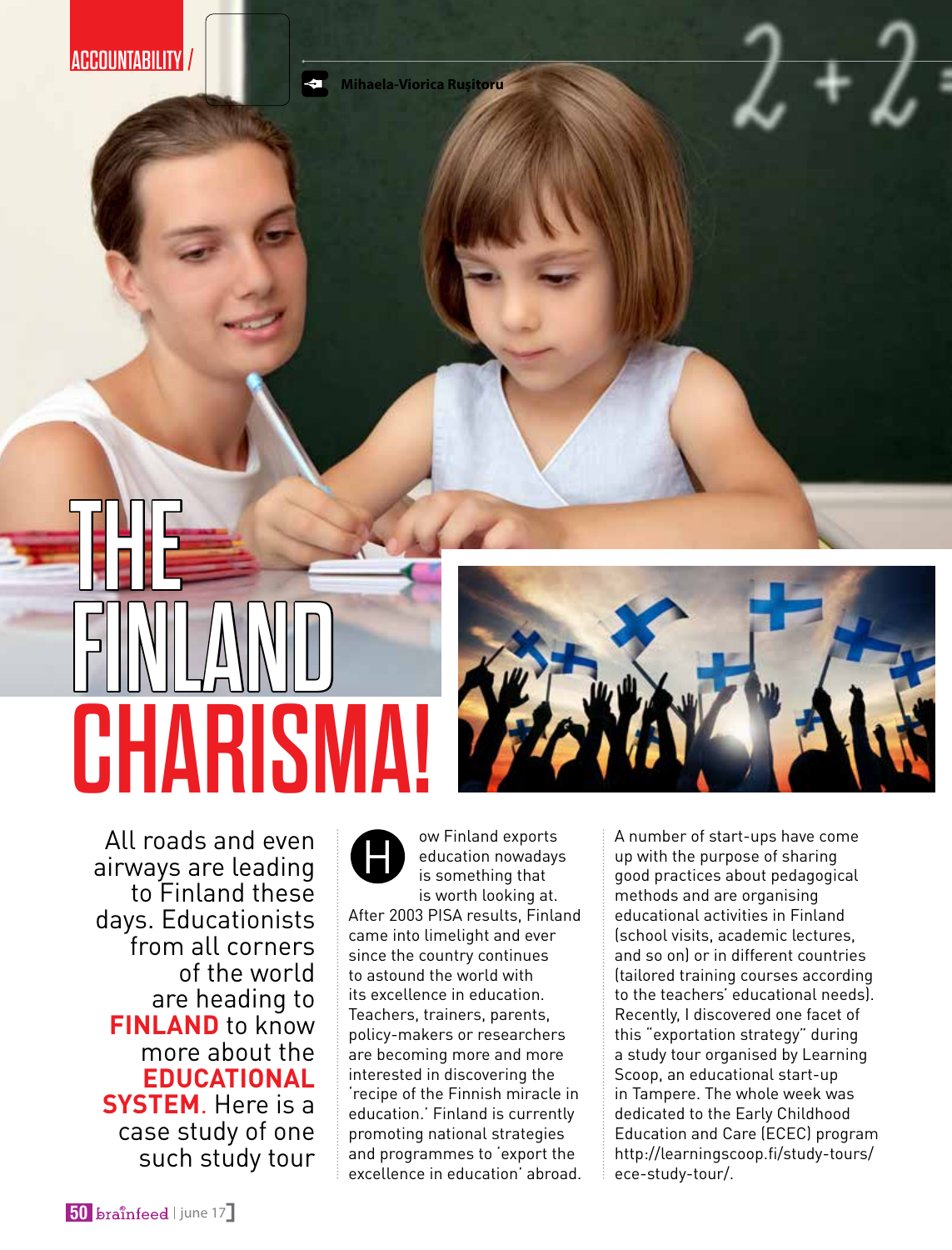ACCOUNTABILITY /

Mihaela-Viorica Rușitoru

# THE FINLAND CHARISMA!

All roads and even airways are leading to Finland these days. Educationists from all corners of the world are heading to **FINLAND** to know more about the **EDUCATIONAL SYSTEM**. Here is a case study of one such study tour

How Finland exports education nowadays is something that is worth looking at. After 2003 PISA results, Finland came into limelight and ever since the country continues to astound the world with its excellence in education. Teachers, trainers, parents, policy-makers or researchers are becoming more and more interested in discovering the 'recipe of the Finnish miracle in education.' Finland is currently promoting national strategies and programmes to 'export the excellence in education' abroad.

A number of start-ups have come up with the purpose of sharing good practices about pedagogical methods and are organising educational activities in Finland (school visits, academic lectures, and so on) or in different countries (tailored training courses according to the teachers' educational needs). Recently, I discovered one facet of this "exportation strategy" during a study tour organised by Learning Scoop, an educational start-up in Tampere. The whole week was dedicated to the Early Childhood Education and Care (ECEC) program http://learningscoop.fi/study-tours/ece-study-tour/.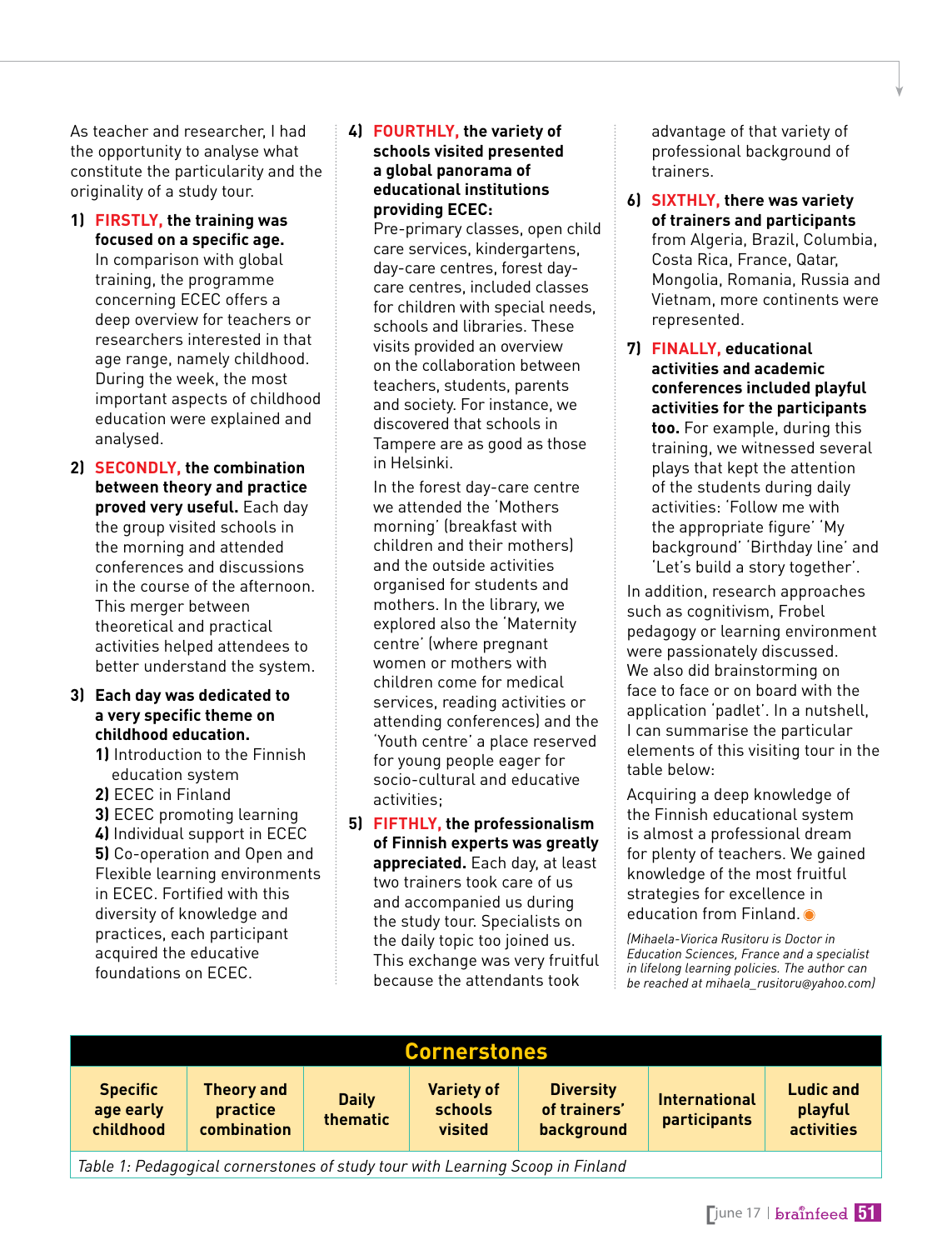As teacher and researcher, I had the opportunity to analyse what constitute the particularity and the originality of a study tour.

1) **FIRSTLY, the training was focused on a specific age.** In comparison with global training, the programme concerning ECEC offers a deep overview for teachers or researchers interested in that age range, namely childhood. During the week, the most important aspects of childhood education were explained and analysed.

2) **SECONDLY, the combination between theory and practice proved very useful.** Each day the group visited schools in the morning and attended conferences and discussions in the course of the afternoon. This merger between theoretical and practical activities helped attendees to better understand the system.

3) **Each day was dedicated to a very specific theme on childhood education.**
   1) Introduction to the Finnish education system
   2) ECEC in Finland
   3) ECEC promoting learning
   4) Individual support in ECEC
   5) Co-operation and Open and Flexible learning environments in ECEC.

   Fortified with this diversity of knowledge and practices, each participant acquired the educative foundations on ECEC.

4) **FOURTHLY, the variety of schools visited presented a global panorama of educational institutions providing ECEC:** Pre-primary classes, open child care services, kindergartens, day-care centres, forest day-care centres, included classes for children with special needs, schools and libraries. These visits provided an overview on the collaboration between teachers, students, parents and society. For instance, we discovered that schools in Tampere are as good as those in Helsinki.

   In the forest day-care centre we attended the 'Mothers morning' (breakfast with children and their mothers) and the outside activities organised for students and mothers. In the library, we explored also the 'Maternity centre' (where pregnant women or mothers with children come for medical services, reading activities or attending conferences) and the 'Youth centre' a place reserved for young people eager for socio-cultural and educative activities;

5) **FIFTHLY, the professionalism of Finnish experts was greatly appreciated.** Each day, at least two trainers took care of us and accompanied us during the study tour. Specialists on the daily topic too joined us. This exchange was very fruitful because the attendants took advantage of that variety of professional background of trainers.

6) **SIXTHLY, there was variety of trainers and participants** from Algeria, Brazil, Columbia, Costa Rica, France, Qatar, Mongolia, Romania, Russia and Vietnam, more continents were represented.

7) **FINALLY, educational activities and academic conferences included playful activities for the participants too.** For example, during this training, we witnessed several plays that kept the attention of the students during daily activities: 'Follow me with the appropriate figure' 'My background' 'Birthday line' and 'Let's build a story together'.

In addition, research approaches such as cognitivism, Frobel pedagogy or learning environment were passionately discussed. We also did brainstorming on face to face or on board with the application 'padlet'. In a nutshell, I can summarise the particular elements of this visiting tour in the table below:

Acquiring a deep knowledge of the Finnish educational system is almost a professional dream for plenty of teachers. We gained knowledge of the most fruitful strategies for excellence in education from Finland.

*(Mihaela-Viorica Rusitoru is Doctor in Education Sciences, France and a specialist in lifelong learning policies. The author can be reached at mihaela_rusitoru@yahoo.com)*

| Cornerstones | | | | | | |
|---|---|---|---|---|---|---|
| **Specific age early childhood** | **Theory and practice combination** | **Daily thematic** | **Variety of schools visited** | **Diversity of trainers' background** | **International participants** | **Ludic and playful activities** |

*Table 1: Pedagogical cornerstones of study tour with Learning Scoop in Finland*